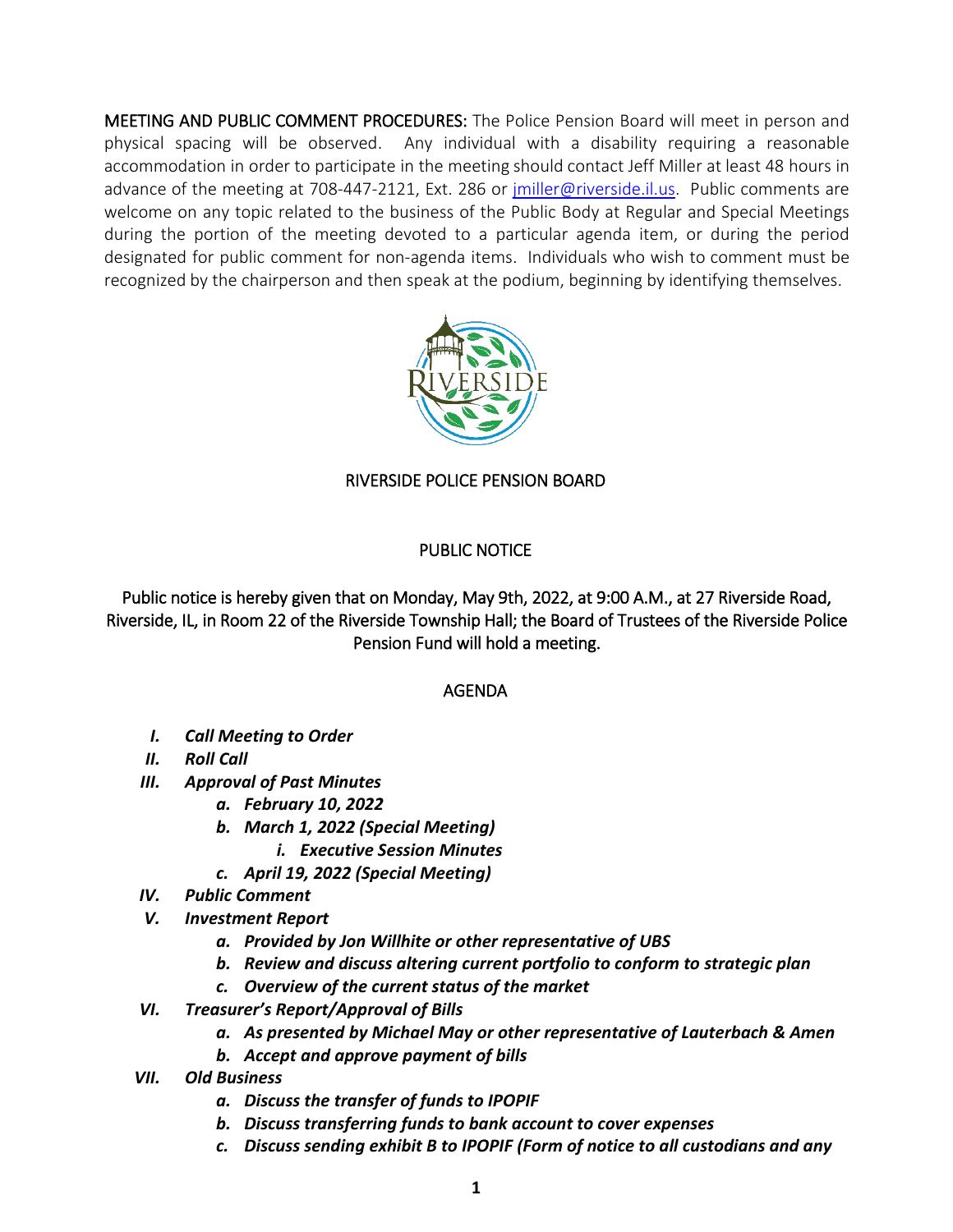**MEETING AND PUBLIC COMMENT PROCEDURES:** The Police Pension Board will meet in person and physical spacing will be observed. Any individual with a disability requiring a reasonable accommodation in order to participate in the meeting should contact Jeff Miller at least 48 hours in advance of the meeting at 708-447-2121, Ext. 286 or jmiller@riverside.il.us. Public comments are welcome on any topic related to the business of the Public Body at Regular and Special Meetings during the portion of the meeting devoted to a particular agenda item, or during the period designated for public comment for non-agenda items. Individuals who wish to comment must be recognized by the chairperson and then speak at the podium, beginning by identifying themselves.

RIVERSIDE POLICE PENSION BOARD

PUBLIC NOTICE

Public notice is hereby given that on Monday, May 9th, 2022, at 9:00 A.M., at 27 Riverside Road, Riverside, IL, in Room 22 of the Riverside Township Hall; the Board of Trustees of the Riverside Police Pension Fund will hold a meeting.

AGENDA

- ***I. Call Meeting to Order***
- ***II. Roll Call***
- ***III. Approval of Past Minutes***
  - ***a. February 10, 2022***
  - ***b. March 1, 2022 (Special Meeting)***
    - ***i. Executive Session Minutes***
  - ***c. April 19, 2022 (Special Meeting)***
- ***IV. Public Comment***
- ***V. Investment Report***
  - ***a. Provided by Jon Willhite or other representative of UBS***
  - ***b. Review and discuss altering current portfolio to conform to strategic plan***
  - ***c. Overview of the current status of the market***
- ***VI. Treasurer's Report/Approval of Bills***
  - ***a. As presented by Michael May or other representative of Lauterbach & Amen***
  - ***b. Accept and approve payment of bills***
- ***VII. Old Business***
  - ***a. Discuss the transfer of funds to IPOPIF***
  - ***b. Discuss transferring funds to bank account to cover expenses***
  - ***c. Discuss sending exhibit B to IPOPIF (Form of notice to all custodians and any***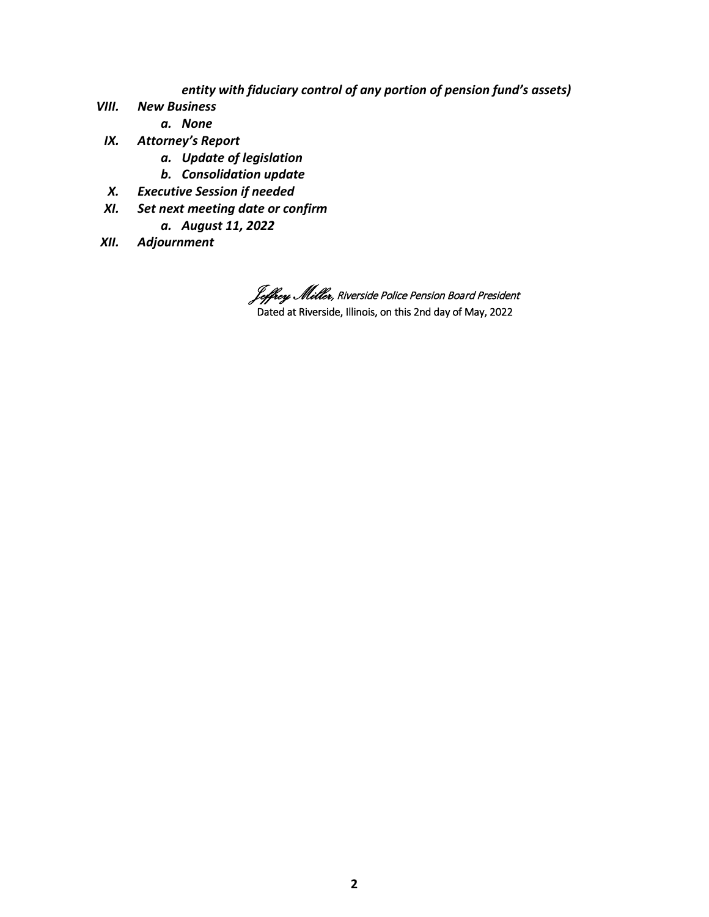***entity with fiduciary control of any portion of pension fund's assets)***

VIII. ***New Business***
   a. ***None***

IX. ***Attorney's Report***
   a. ***Update of legislation***
   b. ***Consolidation update***

X. ***Executive Session if needed***

XI. ***Set next meeting date or confirm***
   a. ***August 11, 2022***

XII. ***Adjournment***

*Jeffrey Miller*, *Riverside Police Pension Board President*
Dated at Riverside, Illinois, on this 2nd day of May, 2022